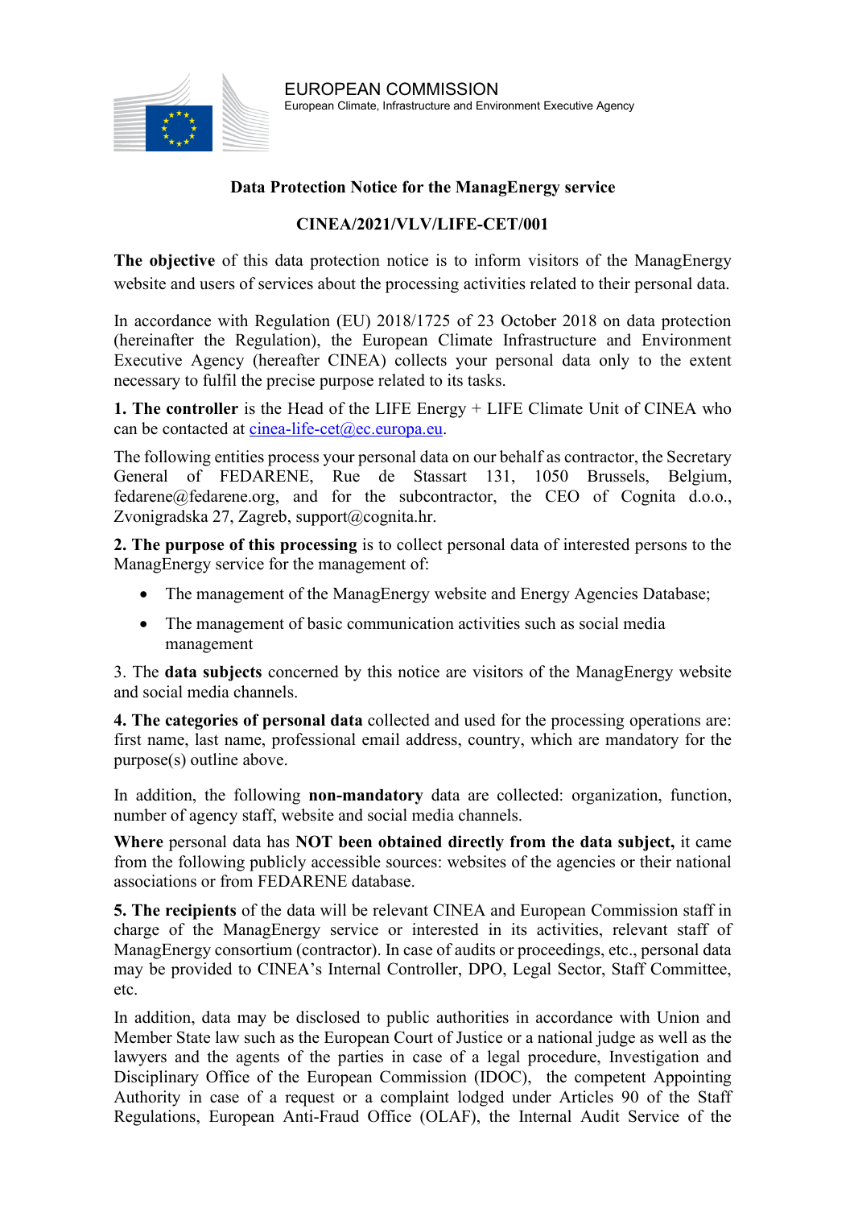EUROPEAN COMMISSION
European Climate, Infrastructure and Environment Executive Agency

**Data Protection Notice for the ManagEnergy service**

**CINEA/2021/VLV/LIFE-CET/001**

**The objective** of this data protection notice is to inform visitors of the ManagEnergy website and users of services about the processing activities related to their personal data.

In accordance with Regulation (EU) 2018/1725 of 23 October 2018 on data protection (hereinafter the Regulation), the European Climate Infrastructure and Environment Executive Agency (hereafter CINEA) collects your personal data only to the extent necessary to fulfil the precise purpose related to its tasks.

**1. The controller** is the Head of the LIFE Energy + LIFE Climate Unit of CINEA who can be contacted at cinea-life-cet@ec.europa.eu.

The following entities process your personal data on our behalf as contractor, the Secretary General of FEDARENE, Rue de Stassart 131, 1050 Brussels, Belgium, fedarene@fedarene.org, and for the subcontractor, the CEO of Cognita d.o.o., Zvonigradska 27, Zagreb, support@cognita.hr.

**2. The purpose of this processing** is to collect personal data of interested persons to the ManagEnergy service for the management of:

- The management of the ManagEnergy website and Energy Agencies Database;
- The management of basic communication activities such as social media management

3. The **data subjects** concerned by this notice are visitors of the ManagEnergy website and social media channels.

**4. The categories of personal data** collected and used for the processing operations are: first name, last name, professional email address, country, which are mandatory for the purpose(s) outline above.

In addition, the following **non-mandatory** data are collected: organization, function, number of agency staff, website and social media channels.

**Where** personal data has **NOT been obtained directly from the data subject,** it came from the following publicly accessible sources: websites of the agencies or their national associations or from FEDARENE database.

**5. The recipients** of the data will be relevant CINEA and European Commission staff in charge of the ManagEnergy service or interested in its activities, relevant staff of ManagEnergy consortium (contractor). In case of audits or proceedings, etc., personal data may be provided to CINEA's Internal Controller, DPO, Legal Sector, Staff Committee, etc.

In addition, data may be disclosed to public authorities in accordance with Union and Member State law such as the European Court of Justice or a national judge as well as the lawyers and the agents of the parties in case of a legal procedure, Investigation and Disciplinary Office of the European Commission (IDOC), the competent Appointing Authority in case of a request or a complaint lodged under Articles 90 of the Staff Regulations, European Anti-Fraud Office (OLAF), the Internal Audit Service of the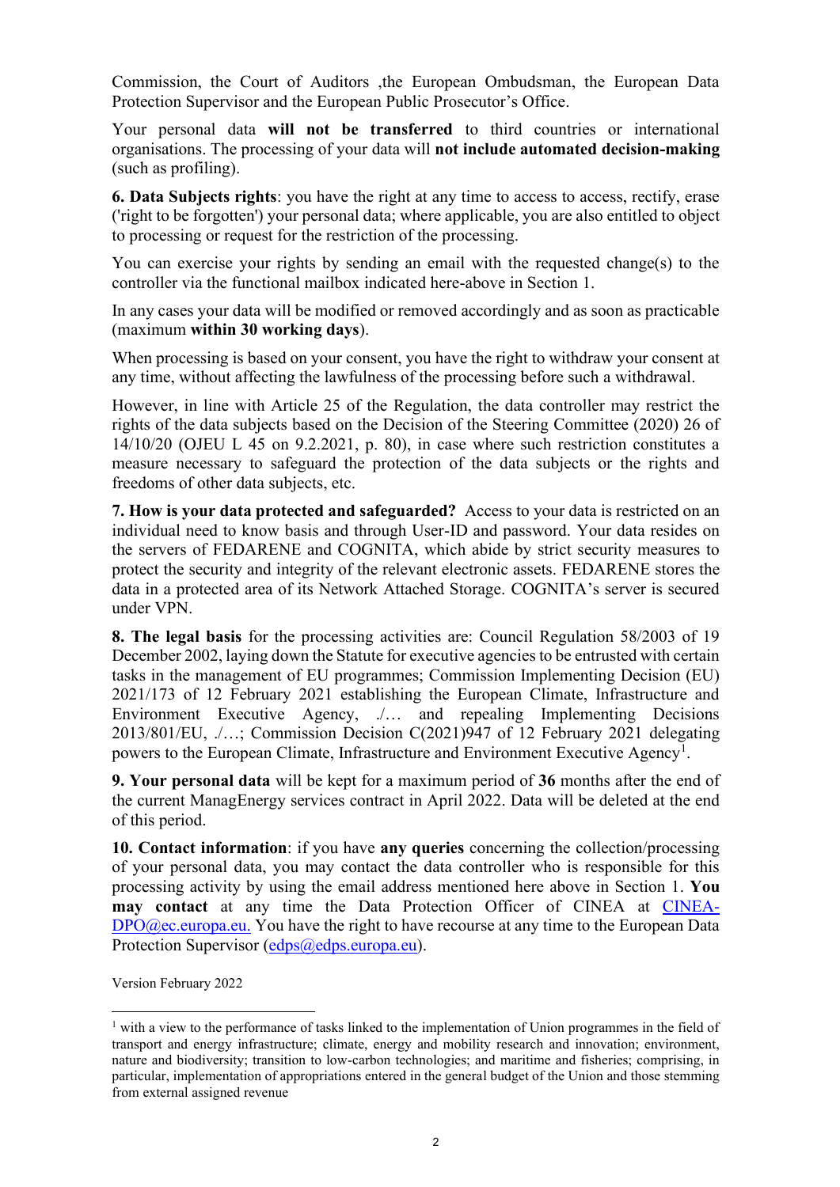Commission, the Court of Auditors ,the European Ombudsman, the European Data Protection Supervisor and the European Public Prosecutor's Office.

Your personal data **will not be transferred** to third countries or international organisations. The processing of your data will **not include automated decision-making** (such as profiling).

**6. Data Subjects rights**: you have the right at any time to access to access, rectify, erase ('right to be forgotten') your personal data; where applicable, you are also entitled to object to processing or request for the restriction of the processing.

You can exercise your rights by sending an email with the requested change(s) to the controller via the functional mailbox indicated here-above in Section 1.

In any cases your data will be modified or removed accordingly and as soon as practicable (maximum **within 30 working days**).

When processing is based on your consent, you have the right to withdraw your consent at any time, without affecting the lawfulness of the processing before such a withdrawal.

However, in line with Article 25 of the Regulation, the data controller may restrict the rights of the data subjects based on the Decision of the Steering Committee (2020) 26 of 14/10/20 (OJEU L 45 on 9.2.2021, p. 80), in case where such restriction constitutes a measure necessary to safeguard the protection of the data subjects or the rights and freedoms of other data subjects, etc.

**7. How is your data protected and safeguarded?** Access to your data is restricted on an individual need to know basis and through User-ID and password. Your data resides on the servers of FEDARENE and COGNITA, which abide by strict security measures to protect the security and integrity of the relevant electronic assets. FEDARENE stores the data in a protected area of its Network Attached Storage. COGNITA's server is secured under VPN.

**8. The legal basis** for the processing activities are: Council Regulation 58/2003 of 19 December 2002, laying down the Statute for executive agencies to be entrusted with certain tasks in the management of EU programmes; Commission Implementing Decision (EU) 2021/173 of 12 February 2021 establishing the European Climate, Infrastructure and Environment Executive Agency, ./… and repealing Implementing Decisions 2013/801/EU, ./…; Commission Decision C(2021)947 of 12 February 2021 delegating powers to the European Climate, Infrastructure and Environment Executive Agency[1].

**9. Your personal data** will be kept for a maximum period of **36** months after the end of the current ManagEnergy services contract in April 2022. Data will be deleted at the end of this period.

**10. Contact information**: if you have **any queries** concerning the collection/processing of your personal data, you may contact the data controller who is responsible for this processing activity by using the email address mentioned here above in Section 1. **You may contact** at any time the Data Protection Officer of CINEA at CINEA-DPO@ec.europa.eu. You have the right to have recourse at any time to the European Data Protection Supervisor (edps@edps.europa.eu).

Version February 2022

[1] with a view to the performance of tasks linked to the implementation of Union programmes in the field of transport and energy infrastructure; climate, energy and mobility research and innovation; environment, nature and biodiversity; transition to low-carbon technologies; and maritime and fisheries; comprising, in particular, implementation of appropriations entered in the general budget of the Union and those stemming from external assigned revenue